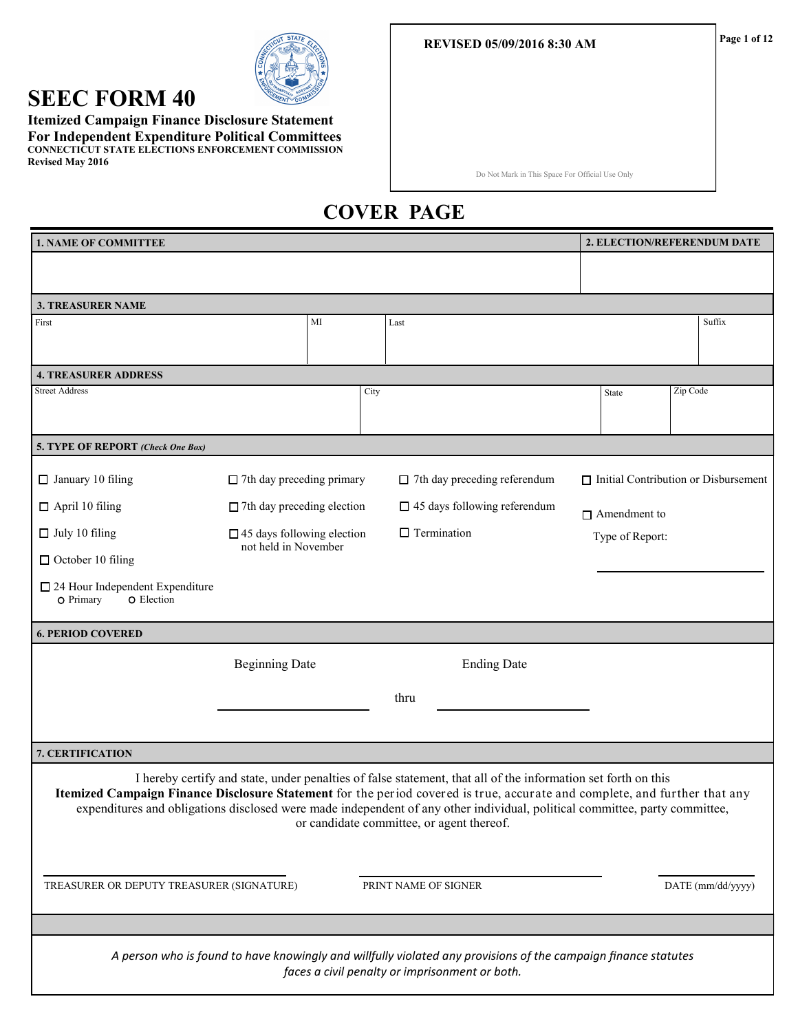# SEEC FORM 40

**Itemized Campaign Finance Disclosure Statement**
**For Independent Expenditure Political Committees**
**CONNECTICUT STATE ELECTIONS ENFORCEMENT COMMISSION**
**Revised May 2016**

**REVISED 05/09/2016 8:30 AM**

Do Not Mark in This Space For Official Use Only

## COVER PAGE

| 1. NAME OF COMMITTEE | 2. ELECTION/REFERENDUM DATE |
|---|---|
| | |

**3. TREASURER NAME**

| First | MI | Last | Suffix |
|---|---|---|---|
| | | | |

**4. TREASURER ADDRESS**

| Street Address | City | State | Zip Code |
|---|---|---|---|
| | | | |

**5. TYPE OF REPORT** *(Check One Box)*

- ☐ January 10 filing
- ☐ April 10 filing
- ☐ July 10 filing
- ☐ October 10 filing
- ☐ 24 Hour Independent Expenditure
  - ○ Primary ○ Election
- ☐ 7th day preceding primary
- ☐ 7th day preceding election
- ☐ 45 days following election not held in November
- ☐ 7th day preceding referendum
- ☐ 45 days following referendum
- ☐ Termination
- ☐ Initial Contribution or Disbursement
- ☐ Amendment to Type of Report: ____________________

**6. PERIOD COVERED**

Beginning Date ____________________ thru Ending Date ____________________

**7. CERTIFICATION**

I hereby certify and state, under penalties of false statement, that all of the information set forth on this **Itemized Campaign Finance Disclosure Statement** for the period covered is true, accurate and complete, and further that any expenditures and obligations disclosed were made independent of any other individual, political committee, party committee, or candidate committee, or agent thereof.

| ____________________ | ____________________ | ____________________ |
|---|---|---|
| TREASURER OR DEPUTY TREASURER (SIGNATURE) | PRINT NAME OF SIGNER | DATE (mm/dd/yyyy) |

*A person who is found to have knowingly and willfully violated any provisions of the campaign finance statutes faces a civil penalty or imprisonment or both.*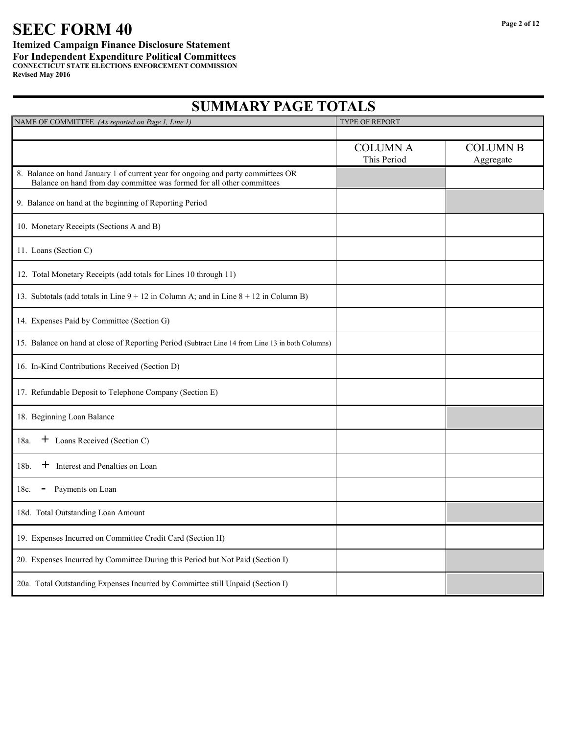# SEEC FORM 40

**Itemized Campaign Finance Disclosure Statement**
**For Independent Expenditure Political Committees**
**CONNECTICUT STATE ELECTIONS ENFORCEMENT COMMISSION**
**Revised May 2016**

## SUMMARY PAGE TOTALS

| NAME OF COMMITTEE *(As reported on Page 1, Line 1)* | TYPE OF REPORT | |
|---|---|---|
| | | |
| | COLUMN A<br>This Period | COLUMN B<br>Aggregate |
| 8. Balance on hand January 1 of current year for ongoing and party committees OR Balance on hand from day committee was formed for all other committees | | |
| 9. Balance on hand at the beginning of Reporting Period | | |
| 10. Monetary Receipts (Sections A and B) | | |
| 11. Loans (Section C) | | |
| 12. Total Monetary Receipts (add totals for Lines 10 through 11) | | |
| 13. Subtotals (add totals in Line 9 + 12 in Column A; and in Line 8 + 12 in Column B) | | |
| 14. Expenses Paid by Committee (Section G) | | |
| 15. Balance on hand at close of Reporting Period (Subtract Line 14 from Line 13 in both Columns) | | |
| 16. In-Kind Contributions Received (Section D) | | |
| 17. Refundable Deposit to Telephone Company (Section E) | | |
| 18. Beginning Loan Balance | | |
| 18a. + Loans Received (Section C) | | |
| 18b. + Interest and Penalties on Loan | | |
| 18c. - Payments on Loan | | |
| 18d. Total Outstanding Loan Amount | | |
| 19. Expenses Incurred on Committee Credit Card (Section H) | | |
| 20. Expenses Incurred by Committee During this Period but Not Paid (Section I) | | |
| 20a. Total Outstanding Expenses Incurred by Committee still Unpaid (Section I) | | |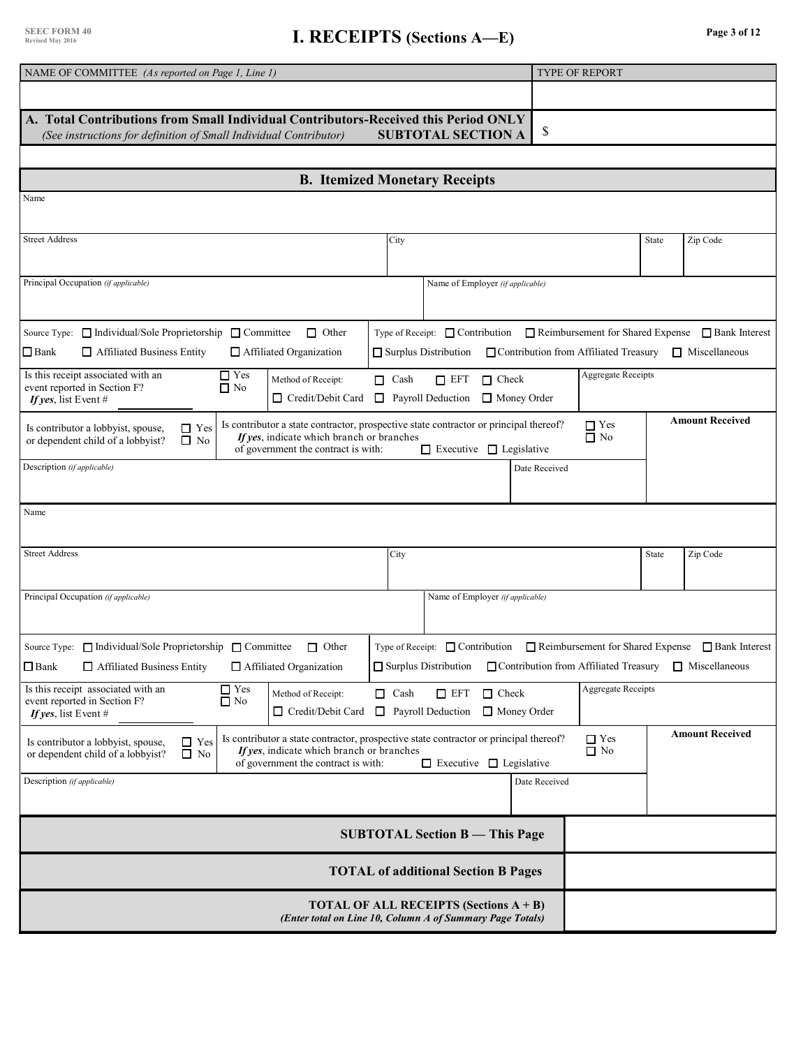SEEC FORM 40
Revised May 2016

# I. RECEIPTS (Sections A—E)

| NAME OF COMMITTEE *(As reported on Page 1, Line 1)* | TYPE OF REPORT |
|---|---|
| | |

**A. Total Contributions from Small Individual Contributors-Received this Period ONLY**
*(See instructions for definition of Small Individual Contributor)* **SUBTOTAL SECTION A** $

## B. Itemized Monetary Receipts

Name

Street Address | City | State | Zip Code

Principal Occupation *(if applicable)* | Name of Employer *(if applicable)*

Source Type: ☐ Individual/Sole Proprietorship ☐ Committee ☐ Other ☐ Bank ☐ Affiliated Business Entity ☐ Affiliated Organization

Type of Receipt: ☐ Contribution ☐ Reimbursement for Shared Expense ☐ Bank Interest ☐ Surplus Distribution ☐ Contribution from Affiliated Treasury ☐ Miscellaneous

Is this receipt associated with an event reported in Section F? ☐ Yes ☐ No *If yes*, list Event # ________

Method of Receipt: ☐ Cash ☐ EFT ☐ Check ☐ Credit/Debit Card ☐ Payroll Deduction ☐ Money Order

Aggregate Receipts

Is contributor a lobbyist, spouse, or dependent child of a lobbyist? ☐ Yes ☐ No

Is contributor a state contractor, prospective state contractor or principal thereof? ☐ Yes ☐ No *If yes*, indicate which branch or branches of government the contract is with: ☐ Executive ☐ Legislative

**Amount Received**

Description *(if applicable)* | Date Received

---

Name

Street Address | City | State | Zip Code

Principal Occupation *(if applicable)* | Name of Employer *(if applicable)*

Source Type: ☐ Individual/Sole Proprietorship ☐ Committee ☐ Other ☐ Bank ☐ Affiliated Business Entity ☐ Affiliated Organization

Type of Receipt: ☐ Contribution ☐ Reimbursement for Shared Expense ☐ Bank Interest ☐ Surplus Distribution ☐ Contribution from Affiliated Treasury ☐ Miscellaneous

Is this receipt associated with an event reported in Section F? ☐ Yes ☐ No *If yes*, list Event # ________

Method of Receipt: ☐ Cash ☐ EFT ☐ Check ☐ Credit/Debit Card ☐ Payroll Deduction ☐ Money Order

Aggregate Receipts

Is contributor a lobbyist, spouse, or dependent child of a lobbyist? ☐ Yes ☐ No

Is contributor a state contractor, prospective state contractor or principal thereof? ☐ Yes ☐ No *If yes*, indicate which branch or branches of government the contract is with: ☐ Executive ☐ Legislative

**Amount Received**

Description *(if applicable)* | Date Received

---

| | |
|---|---|
| **SUBTOTAL Section B — This Page** | |
| **TOTAL of additional Section B Pages** | |
| **TOTAL OF ALL RECEIPTS (Sections A + B)** *(Enter total on Line 10, Column A of Summary Page Totals)* | |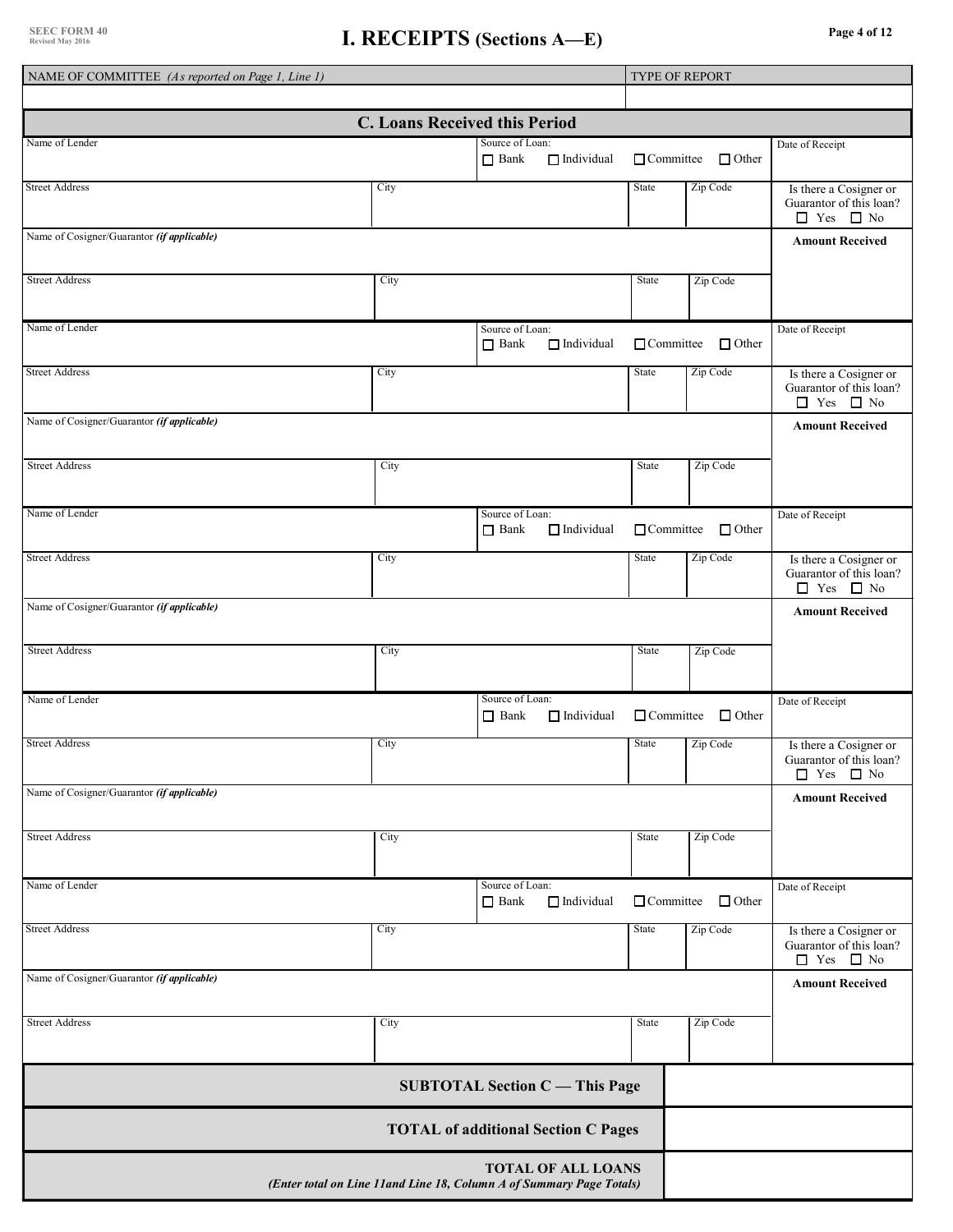SEEC FORM 40
Revised May 2016

# I. RECEIPTS (Sections A—E)

| NAME OF COMMITTEE *(As reported on Page 1, Line 1)* | TYPE OF REPORT |
|---|---|
| | |

## C. Loans Received this Period

| Name of Lender | | Source of Loan: ☐ Bank ☐ Individual ☐ Committee ☐ Other | | Date of Receipt |
|---|---|---|---|---|
| Street Address | City | State | Zip Code | Is there a Cosigner or Guarantor of this loan? ☐ Yes ☐ No |
| Name of Cosigner/Guarantor ***(if applicable)*** | | | | **Amount Received** |
| Street Address | City | State | Zip Code | |

| Name of Lender | | Source of Loan: ☐ Bank ☐ Individual ☐ Committee ☐ Other | | Date of Receipt |
|---|---|---|---|---|
| Street Address | City | State | Zip Code | Is there a Cosigner or Guarantor of this loan? ☐ Yes ☐ No |
| Name of Cosigner/Guarantor ***(if applicable)*** | | | | **Amount Received** |
| Street Address | City | State | Zip Code | |

| Name of Lender | | Source of Loan: ☐ Bank ☐ Individual ☐ Committee ☐ Other | | Date of Receipt |
|---|---|---|---|---|
| Street Address | City | State | Zip Code | Is there a Cosigner or Guarantor of this loan? ☐ Yes ☐ No |
| Name of Cosigner/Guarantor ***(if applicable)*** | | | | **Amount Received** |
| Street Address | City | State | Zip Code | |

| Name of Lender | | Source of Loan: ☐ Bank ☐ Individual ☐ Committee ☐ Other | | Date of Receipt |
|---|---|---|---|---|
| Street Address | City | State | Zip Code | Is there a Cosigner or Guarantor of this loan? ☐ Yes ☐ No |
| Name of Cosigner/Guarantor ***(if applicable)*** | | | | **Amount Received** |
| Street Address | City | State | Zip Code | |

| Name of Lender | | Source of Loan: ☐ Bank ☐ Individual ☐ Committee ☐ Other | | Date of Receipt |
|---|---|---|---|---|
| Street Address | City | State | Zip Code | Is there a Cosigner or Guarantor of this loan? ☐ Yes ☐ No |
| Name of Cosigner/Guarantor ***(if applicable)*** | | | | **Amount Received** |
| Street Address | City | State | Zip Code | |

| | |
|---|---|
| **SUBTOTAL Section C — This Page** | |
| **TOTAL of additional Section C Pages** | |
| **TOTAL OF ALL LOANS** ***(Enter total on Line 11and Line 18, Column A of Summary Page Totals)*** | |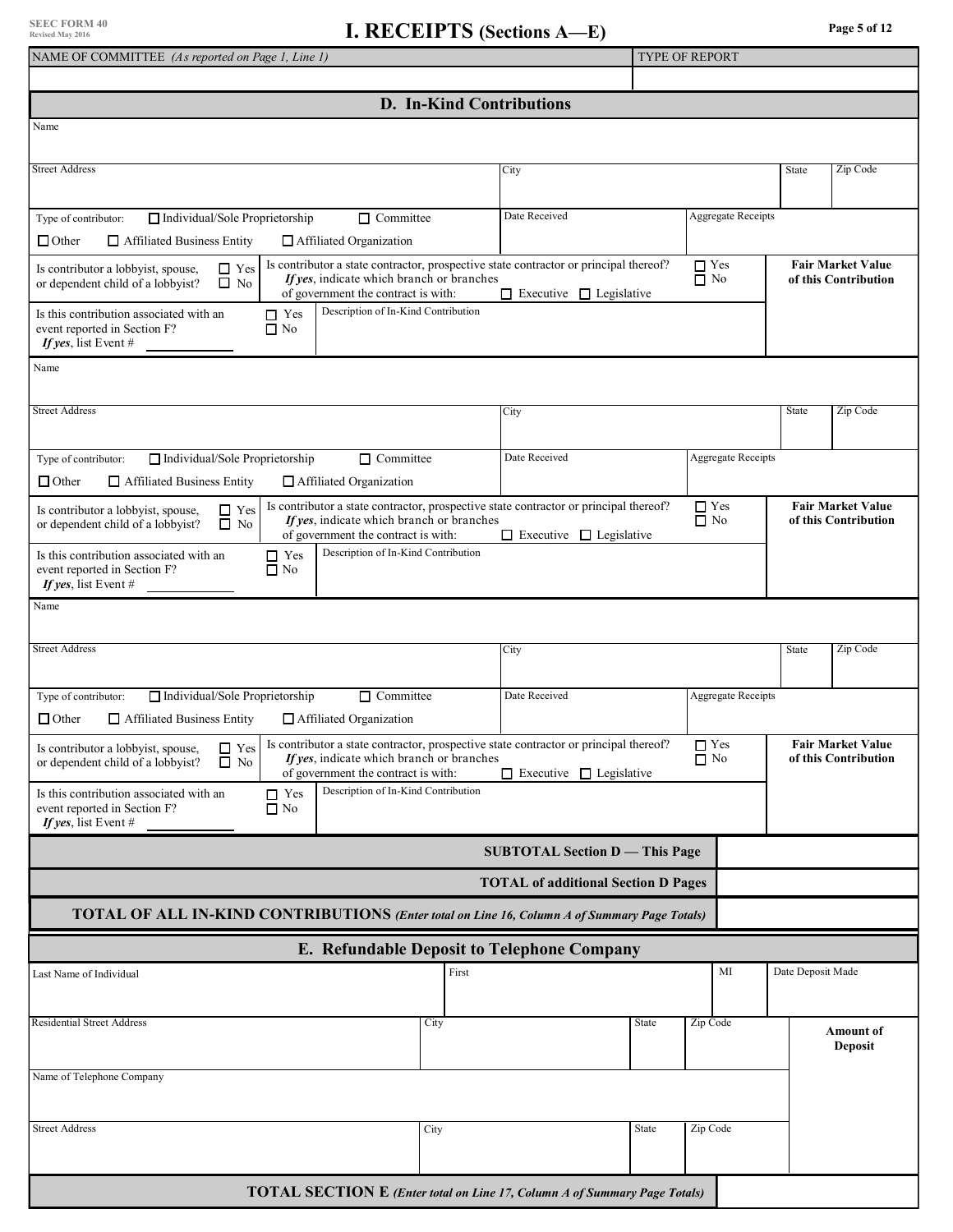SEEC FORM 40
Revised May 2016

# I. RECEIPTS (Sections A—E)

| NAME OF COMMITTEE *(As reported on Page 1, Line 1)* | TYPE OF REPORT |
|---|---|
| | |

## D. In-Kind Contributions

| Name | | | | |
|---|---|---|---|---|
| Street Address | City | | State | Zip Code |
| Type of contributor: ☐ Individual/Sole Proprietorship ☐ Committee ☐ Other ☐ Affiliated Business Entity ☐ Affiliated Organization | Date Received | Aggregate Receipts | | |
| Is contributor a lobbyist, spouse, or dependent child of a lobbyist? ☐ Yes ☐ No | Is contributor a state contractor, prospective state contractor or principal thereof? ☐ Yes ☐ No *If yes*, indicate which branch or branches of government the contract is with: ☐ Executive ☐ Legislative | | **Fair Market Value of this Contribution** | |
| Is this contribution associated with an event reported in Section F? ☐ Yes ☐ No *If yes*, list Event # ________ | Description of In-Kind Contribution | | | |

| Name | | | | |
|---|---|---|---|---|
| Street Address | City | | State | Zip Code |
| Type of contributor: ☐ Individual/Sole Proprietorship ☐ Committee ☐ Other ☐ Affiliated Business Entity ☐ Affiliated Organization | Date Received | Aggregate Receipts | | |
| Is contributor a lobbyist, spouse, or dependent child of a lobbyist? ☐ Yes ☐ No | Is contributor a state contractor, prospective state contractor or principal thereof? ☐ Yes ☐ No *If yes*, indicate which branch or branches of government the contract is with: ☐ Executive ☐ Legislative | | **Fair Market Value of this Contribution** | |
| Is this contribution associated with an event reported in Section F? ☐ Yes ☐ No *If yes*, list Event # ________ | Description of In-Kind Contribution | | | |

| Name | | | | |
|---|---|---|---|---|
| Street Address | City | | State | Zip Code |
| Type of contributor: ☐ Individual/Sole Proprietorship ☐ Committee ☐ Other ☐ Affiliated Business Entity ☐ Affiliated Organization | Date Received | Aggregate Receipts | | |
| Is contributor a lobbyist, spouse, or dependent child of a lobbyist? ☐ Yes ☐ No | Is contributor a state contractor, prospective state contractor or principal thereof? ☐ Yes ☐ No *If yes*, indicate which branch or branches of government the contract is with: ☐ Executive ☐ Legislative | | **Fair Market Value of this Contribution** | |
| Is this contribution associated with an event reported in Section F? ☐ Yes ☐ No *If yes*, list Event # ________ | Description of In-Kind Contribution | | | |

| | |
|---|---|
| **SUBTOTAL Section D — This Page** | |
| **TOTAL of additional Section D Pages** | |
| **TOTAL OF ALL IN-KIND CONTRIBUTIONS** *(Enter total on Line 16, Column A of Summary Page Totals)* | |

## E. Refundable Deposit to Telephone Company

| Last Name of Individual | First | | MI | Date Deposit Made |
|---|---|---|---|---|
| Residential Street Address | City | State | Zip Code | **Amount of Deposit** |
| Name of Telephone Company | | | | |
| Street Address | City | State | Zip Code | |

| | |
|---|---|
| **TOTAL SECTION E** *(Enter total on Line 17, Column A of Summary Page Totals)* | |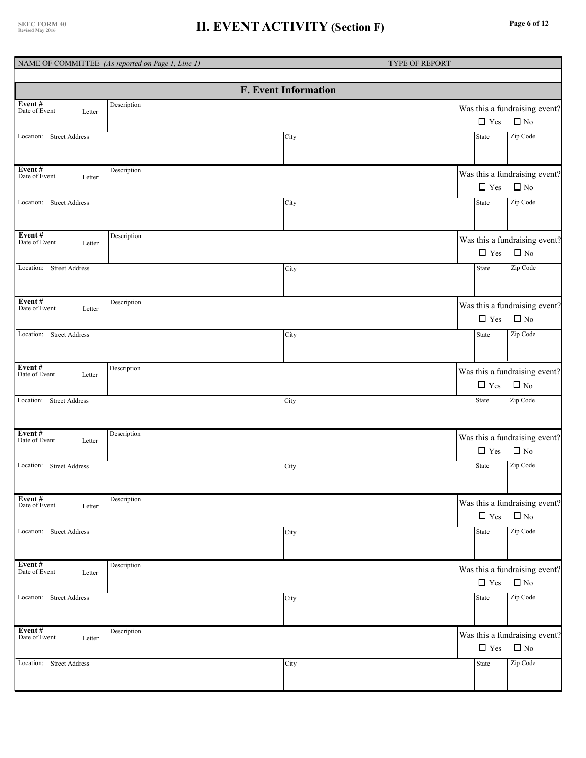SEEC FORM 40
Revised May 2016

# II. EVENT ACTIVITY (Section F)

| NAME OF COMMITTEE *(As reported on Page 1, Line 1)* | TYPE OF REPORT |
| --- | --- |
| | |

## F. Event Information

| Event # Date of Event Letter | Description | | Was this a fundraising event? ☐ Yes ☐ No | |
| --- | --- | --- | --- | --- |
| Location: Street Address | | City | State | Zip Code |
| Event # Date of Event Letter | Description | | Was this a fundraising event? ☐ Yes ☐ No | |
| Location: Street Address | | City | State | Zip Code |
| Event # Date of Event Letter | Description | | Was this a fundraising event? ☐ Yes ☐ No | |
| Location: Street Address | | City | State | Zip Code |
| Event # Date of Event Letter | Description | | Was this a fundraising event? ☐ Yes ☐ No | |
| Location: Street Address | | City | State | Zip Code |
| Event # Date of Event Letter | Description | | Was this a fundraising event? ☐ Yes ☐ No | |
| Location: Street Address | | City | State | Zip Code |
| Event # Date of Event Letter | Description | | Was this a fundraising event? ☐ Yes ☐ No | |
| Location: Street Address | | City | State | Zip Code |
| Event # Date of Event Letter | Description | | Was this a fundraising event? ☐ Yes ☐ No | |
| Location: Street Address | | City | State | Zip Code |
| Event # Date of Event Letter | Description | | Was this a fundraising event? ☐ Yes ☐ No | |
| Location: Street Address | | City | State | Zip Code |
| Event # Date of Event Letter | Description | | Was this a fundraising event? ☐ Yes ☐ No | |
| Location: Street Address | | City | State | Zip Code |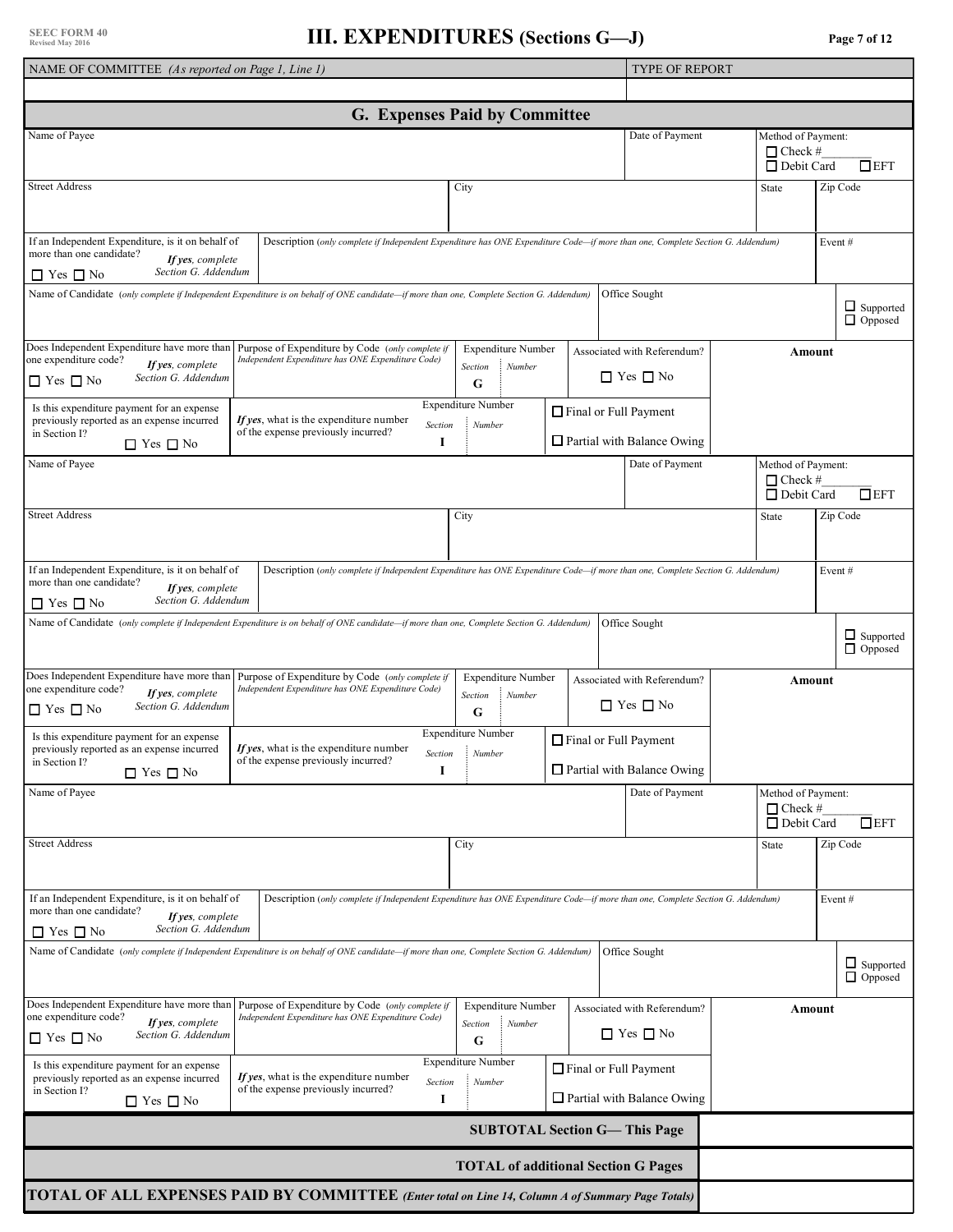SEEC FORM 40
Revised May 2016

# III. EXPENDITURES (Sections G—J)

| NAME OF COMMITTEE *(As reported on Page 1, Line 1)* | TYPE OF REPORT |
|---|---|
| | |

## G. Expenses Paid by Committee

| Name of Payee | | Date of Payment | Method of Payment: ☐ Check #________ ☐ Debit Card ☐ EFT |
|---|---|---|---|
| Street Address | City | State | Zip Code |
| If an Independent Expenditure, is it on behalf of more than one candidate? *If yes, complete Section G. Addendum* ☐ Yes ☐ No | Description *(only complete if Independent Expenditure has ONE Expenditure Code—if more than one, Complete Section G. Addendum)* | | Event # |
| Name of Candidate *(only complete if Independent Expenditure is on behalf of ONE candidate—if more than one, Complete Section G. Addendum)* | | Office Sought | ☐ Supported ☐ Opposed |
| Does Independent Expenditure have more than one expenditure code? *If yes, complete Section G. Addendum* ☐ Yes ☐ No | Purpose of Expenditure by Code *(only complete if Independent Expenditure has ONE Expenditure Code)* | Expenditure Number *Section* G *Number* | Associated with Referendum? ☐ Yes ☐ No | **Amount** |
| Is this expenditure payment for an expense previously reported as an expense incurred in Section I? ☐ Yes ☐ No | *If yes*, what is the expenditure number of the expense previously incurred? | Expenditure Number *Section* I *Number* | ☐ Final or Full Payment ☐ Partial with Balance Owing | |

| Name of Payee | | Date of Payment | Method of Payment: ☐ Check #________ ☐ Debit Card ☐ EFT |
|---|---|---|---|
| Street Address | City | State | Zip Code |
| If an Independent Expenditure, is it on behalf of more than one candidate? *If yes, complete Section G. Addendum* ☐ Yes ☐ No | Description *(only complete if Independent Expenditure has ONE Expenditure Code—if more than one, Complete Section G. Addendum)* | | Event # |
| Name of Candidate *(only complete if Independent Expenditure is on behalf of ONE candidate—if more than one, Complete Section G. Addendum)* | | Office Sought | ☐ Supported ☐ Opposed |
| Does Independent Expenditure have more than one expenditure code? *If yes, complete Section G. Addendum* ☐ Yes ☐ No | Purpose of Expenditure by Code *(only complete if Independent Expenditure has ONE Expenditure Code)* | Expenditure Number *Section* G *Number* | Associated with Referendum? ☐ Yes ☐ No | **Amount** |
| Is this expenditure payment for an expense previously reported as an expense incurred in Section I? ☐ Yes ☐ No | *If yes*, what is the expenditure number of the expense previously incurred? | Expenditure Number *Section* I *Number* | ☐ Final or Full Payment ☐ Partial with Balance Owing | |

| Name of Payee | | Date of Payment | Method of Payment: ☐ Check #________ ☐ Debit Card ☐ EFT |
|---|---|---|---|
| Street Address | City | State | Zip Code |
| If an Independent Expenditure, is it on behalf of more than one candidate? *If yes, complete Section G. Addendum* ☐ Yes ☐ No | Description *(only complete if Independent Expenditure has ONE Expenditure Code—if more than one, Complete Section G. Addendum)* | | Event # |
| Name of Candidate *(only complete if Independent Expenditure is on behalf of ONE candidate—if more than one, Complete Section G. Addendum)* | | Office Sought | ☐ Supported ☐ Opposed |
| Does Independent Expenditure have more than one expenditure code? *If yes, complete Section G. Addendum* ☐ Yes ☐ No | Purpose of Expenditure by Code *(only complete if Independent Expenditure has ONE Expenditure Code)* | Expenditure Number *Section* G *Number* | Associated with Referendum? ☐ Yes ☐ No | **Amount** |
| Is this expenditure payment for an expense previously reported as an expense incurred in Section I? ☐ Yes ☐ No | *If yes*, what is the expenditure number of the expense previously incurred? | Expenditure Number *Section* I *Number* | ☐ Final or Full Payment ☐ Partial with Balance Owing | |

| | |
|---|---|
| **SUBTOTAL Section G— This Page** | |
| **TOTAL of additional Section G Pages** | |
| **TOTAL OF ALL EXPENSES PAID BY COMMITTEE** *(Enter total on Line 14, Column A of Summary Page Totals)* | |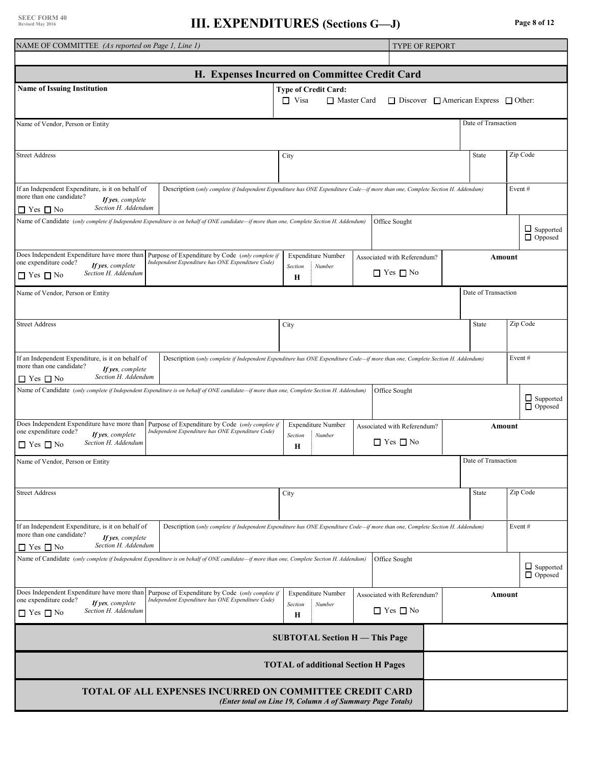SEEC FORM 40
Revised May 2016

# III. EXPENDITURES (Sections G—J)

| NAME OF COMMITTEE *(As reported on Page 1, Line 1)* | TYPE OF REPORT |
|---|---|
| | |

## H. Expenses Incurred on Committee Credit Card

| **Name of Issuing Institution** | **Type of Credit Card:** ☐ Visa ☐ Master Card ☐ Discover ☐ American Express ☐ Other: |
|---|---|
| | |

| Name of Vendor, Person or Entity | | | | | Date of Transaction |
|---|---|---|---|---|---|
| Street Address | City | | | State | Zip Code |
| If an Independent Expenditure, is it on behalf of more than one candidate? *If yes, complete Section H. Addendum* ☐ Yes ☐ No | Description *(only complete if Independent Expenditure has ONE Expenditure Code—if more than one, Complete Section H. Addendum)* | | | | Event # |
| Name of Candidate *(only complete if Independent Expenditure is on behalf of ONE candidate—if more than one, Complete Section H. Addendum)* | | Office Sought | | | ☐ Supported ☐ Opposed |
| Does Independent Expenditure have more than one expenditure code? *If yes, complete Section H. Addendum* ☐ Yes ☐ No | Purpose of Expenditure by Code *(only complete if Independent Expenditure has ONE Expenditure Code)* | Expenditure Number *Section* **H** *Number* | Associated with Referendum? ☐ Yes ☐ No | **Amount** | |

| Name of Vendor, Person or Entity | | | | | Date of Transaction |
|---|---|---|---|---|---|
| Street Address | City | | | State | Zip Code |
| If an Independent Expenditure, is it on behalf of more than one candidate? *If yes, complete Section H. Addendum* ☐ Yes ☐ No | Description *(only complete if Independent Expenditure has ONE Expenditure Code—if more than one, Complete Section H. Addendum)* | | | | Event # |
| Name of Candidate *(only complete if Independent Expenditure is on behalf of ONE candidate—if more than one, Complete Section H. Addendum)* | | Office Sought | | | ☐ Supported ☐ Opposed |
| Does Independent Expenditure have more than one expenditure code? *If yes, complete Section H. Addendum* ☐ Yes ☐ No | Purpose of Expenditure by Code *(only complete if Independent Expenditure has ONE Expenditure Code)* | Expenditure Number *Section* **H** *Number* | Associated with Referendum? ☐ Yes ☐ No | **Amount** | |

| Name of Vendor, Person or Entity | | | | | Date of Transaction |
|---|---|---|---|---|---|
| Street Address | City | | | State | Zip Code |
| If an Independent Expenditure, is it on behalf of more than one candidate? *If yes, complete Section H. Addendum* ☐ Yes ☐ No | Description *(only complete if Independent Expenditure has ONE Expenditure Code—if more than one, Complete Section H. Addendum)* | | | | Event # |
| Name of Candidate *(only complete if Independent Expenditure is on behalf of ONE candidate—if more than one, Complete Section H. Addendum)* | | Office Sought | | | ☐ Supported ☐ Opposed |
| Does Independent Expenditure have more than one expenditure code? *If yes, complete Section H. Addendum* ☐ Yes ☐ No | Purpose of Expenditure by Code *(only complete if Independent Expenditure has ONE Expenditure Code)* | Expenditure Number *Section* **H** *Number* | Associated with Referendum? ☐ Yes ☐ No | **Amount** | |

| | |
|---|---|
| **SUBTOTAL Section H — This Page** | |
| **TOTAL of additional Section H Pages** | |
| **TOTAL OF ALL EXPENSES INCURRED ON COMMITTEE CREDIT CARD** *(Enter total on Line 19, Column A of Summary Page Totals)* | |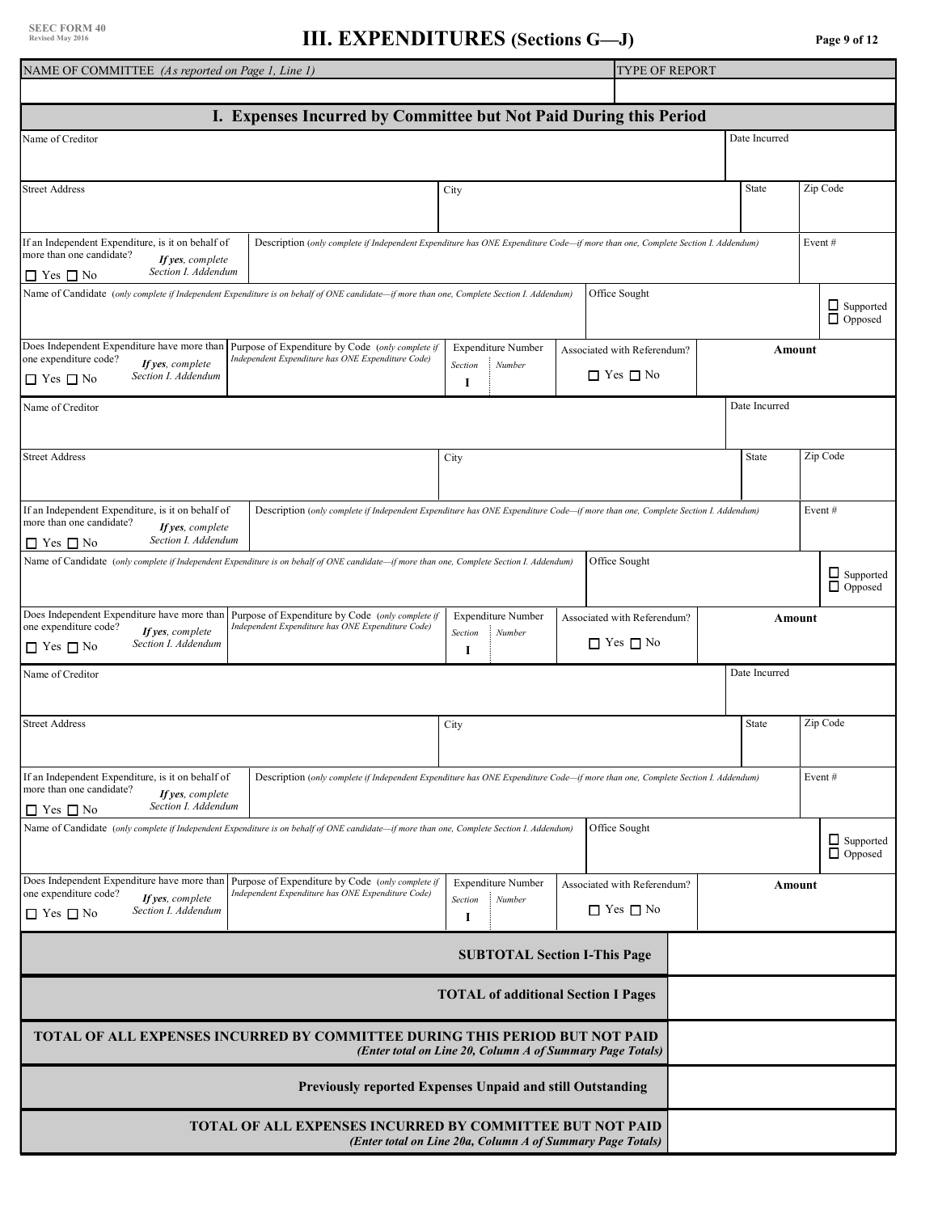SEEC FORM 40
Revised May 2016

# III. EXPENDITURES (Sections G—J)

| NAME OF COMMITTEE *(As reported on Page 1, Line 1)* | TYPE OF REPORT |
|---|---|
| | |

## I. Expenses Incurred by Committee but Not Paid During this Period

| Name of Creditor | | | | | Date Incurred |
|---|---|---|---|---|---|
| **Street Address** | | City | | State | Zip Code |
| If an Independent Expenditure, is it on behalf of more than one candidate? ☐ Yes ☐ No *If yes, complete Section I. Addendum* | Description *(only complete if Independent Expenditure has ONE Expenditure Code—if more than one, Complete Section I. Addendum)* | | | | Event # |
| Name of Candidate *(only complete if Independent Expenditure is on behalf of ONE candidate—if more than one, Complete Section I. Addendum)* | | | Office Sought | | ☐ Supported ☐ Opposed |
| Does Independent Expenditure have more than one expenditure code? ☐ Yes ☐ No *If yes, complete Section I. Addendum* | Purpose of Expenditure by Code *(only complete if Independent Expenditure has ONE Expenditure Code)* | Expenditure Number Section I / Number | Associated with Referendum? ☐ Yes ☐ No | | **Amount** |

| Name of Creditor | | | | | Date Incurred |
|---|---|---|---|---|---|
| **Street Address** | | City | | State | Zip Code |
| If an Independent Expenditure, is it on behalf of more than one candidate? ☐ Yes ☐ No *If yes, complete Section I. Addendum* | Description *(only complete if Independent Expenditure has ONE Expenditure Code—if more than one, Complete Section I. Addendum)* | | | | Event # |
| Name of Candidate *(only complete if Independent Expenditure is on behalf of ONE candidate—if more than one, Complete Section I. Addendum)* | | | Office Sought | | ☐ Supported ☐ Opposed |
| Does Independent Expenditure have more than one expenditure code? ☐ Yes ☐ No *If yes, complete Section I. Addendum* | Purpose of Expenditure by Code *(only complete if Independent Expenditure has ONE Expenditure Code)* | Expenditure Number Section I / Number | Associated with Referendum? ☐ Yes ☐ No | | **Amount** |

| Name of Creditor | | | | | Date Incurred |
|---|---|---|---|---|---|
| **Street Address** | | City | | State | Zip Code |
| If an Independent Expenditure, is it on behalf of more than one candidate? ☐ Yes ☐ No *If yes, complete Section I. Addendum* | Description *(only complete if Independent Expenditure has ONE Expenditure Code—if more than one, Complete Section I. Addendum)* | | | | Event # |
| Name of Candidate *(only complete if Independent Expenditure is on behalf of ONE candidate—if more than one, Complete Section I. Addendum)* | | | Office Sought | | ☐ Supported ☐ Opposed |
| Does Independent Expenditure have more than one expenditure code? ☐ Yes ☐ No *If yes, complete Section I. Addendum* | Purpose of Expenditure by Code *(only complete if Independent Expenditure has ONE Expenditure Code)* | Expenditure Number Section I / Number | Associated with Referendum? ☐ Yes ☐ No | | **Amount** |

| | |
|---|---|
| **SUBTOTAL Section I-This Page** | |
| **TOTAL of additional Section I Pages** | |
| **TOTAL OF ALL EXPENSES INCURRED BY COMMITTEE DURING THIS PERIOD BUT NOT PAID** *(Enter total on Line 20, Column A of Summary Page Totals)* | |
| **Previously reported Expenses Unpaid and still Outstanding** | |
| **TOTAL OF ALL EXPENSES INCURRED BY COMMITTEE BUT NOT PAID** *(Enter total on Line 20a, Column A of Summary Page Totals)* | |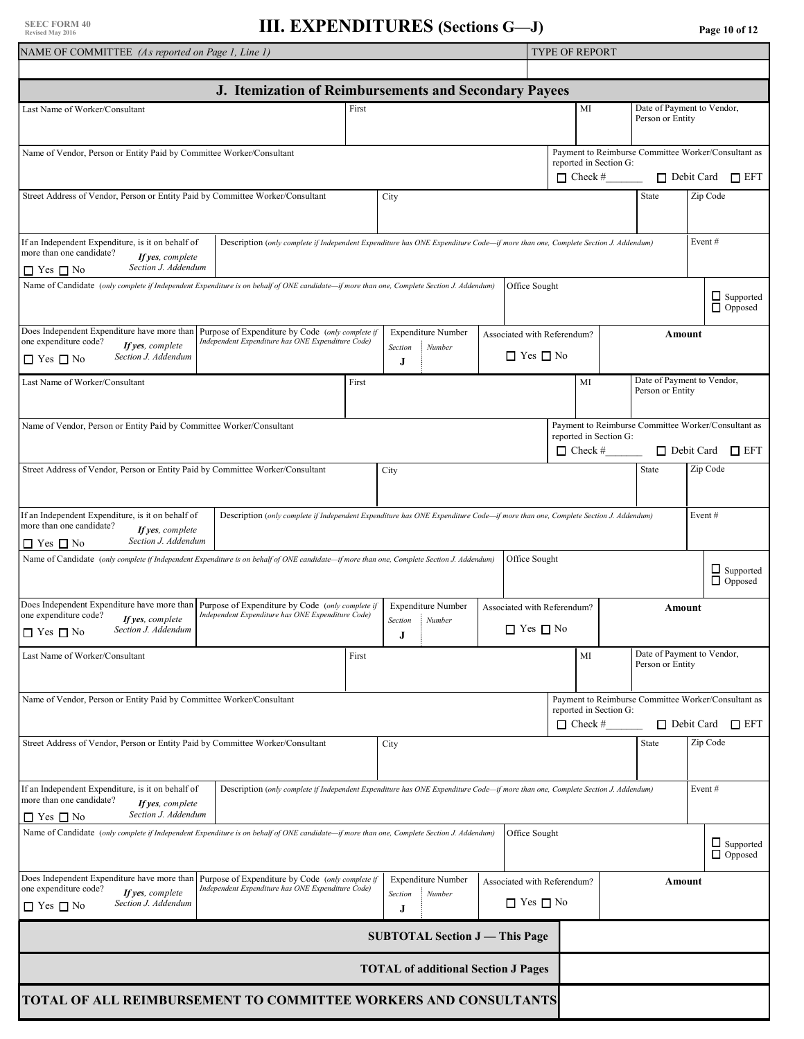SEEC FORM 40
Revised May 2016

# III. EXPENDITURES (Sections G—J)

| NAME OF COMMITTEE *(As reported on Page 1, Line 1)* | TYPE OF REPORT |
|---|---|
| | |

## J. Itemization of Reimbursements and Secondary Payees

| Last Name of Worker/Consultant | First | MI | Date of Payment to Vendor, Person or Entity |
|---|---|---|---|
| | | | |

| Name of Vendor, Person or Entity Paid by Committee Worker/Consultant | Payment to Reimburse Committee Worker/Consultant as reported in Section G: ☐ Check #\_\_\_\_\_\_ ☐ Debit Card ☐ EFT |
|---|---|

| Street Address of Vendor, Person or Entity Paid by Committee Worker/Consultant | City | State | Zip Code |
|---|---|---|---|
| | | | |

| If an Independent Expenditure, is it on behalf of more than one candidate? *If yes, complete Section J. Addendum* ☐ Yes ☐ No | Description *(only complete if Independent Expenditure has ONE Expenditure Code—if more than one, Complete Section J. Addendum)* | Event # |
|---|---|---|

| Name of Candidate *(only complete if Independent Expenditure is on behalf of ONE candidate—if more than one, Complete Section J. Addendum)* | Office Sought | ☐ Supported ☐ Opposed |
|---|---|---|

| Does Independent Expenditure have more than one expenditure code? *If yes, complete Section J. Addendum* ☐ Yes ☐ No | Purpose of Expenditure by Code *(only complete if Independent Expenditure has ONE Expenditure Code)* | Expenditure Number *Section* J *Number* | Associated with Referendum? ☐ Yes ☐ No | Amount |
|---|---|---|---|---|

| Last Name of Worker/Consultant | First | MI | Date of Payment to Vendor, Person or Entity |
|---|---|---|---|
| | | | |

| Name of Vendor, Person or Entity Paid by Committee Worker/Consultant | Payment to Reimburse Committee Worker/Consultant as reported in Section G: ☐ Check #\_\_\_\_\_\_ ☐ Debit Card ☐ EFT |
|---|---|

| Street Address of Vendor, Person or Entity Paid by Committee Worker/Consultant | City | State | Zip Code |
|---|---|---|---|
| | | | |

| If an Independent Expenditure, is it on behalf of more than one candidate? *If yes, complete Section J. Addendum* ☐ Yes ☐ No | Description *(only complete if Independent Expenditure has ONE Expenditure Code—if more than one, Complete Section J. Addendum)* | Event # |
|---|---|---|

| Name of Candidate *(only complete if Independent Expenditure is on behalf of ONE candidate—if more than one, Complete Section J. Addendum)* | Office Sought | ☐ Supported ☐ Opposed |
|---|---|---|

| Does Independent Expenditure have more than one expenditure code? *If yes, complete Section J. Addendum* ☐ Yes ☐ No | Purpose of Expenditure by Code *(only complete if Independent Expenditure has ONE Expenditure Code)* | Expenditure Number *Section* J *Number* | Associated with Referendum? ☐ Yes ☐ No | Amount |
|---|---|---|---|---|

| Last Name of Worker/Consultant | First | MI | Date of Payment to Vendor, Person or Entity |
|---|---|---|---|
| | | | |

| Name of Vendor, Person or Entity Paid by Committee Worker/Consultant | Payment to Reimburse Committee Worker/Consultant as reported in Section G: ☐ Check #\_\_\_\_\_\_ ☐ Debit Card ☐ EFT |
|---|---|

| Street Address of Vendor, Person or Entity Paid by Committee Worker/Consultant | City | State | Zip Code |
|---|---|---|---|
| | | | |

| If an Independent Expenditure, is it on behalf of more than one candidate? *If yes, complete Section J. Addendum* ☐ Yes ☐ No | Description *(only complete if Independent Expenditure has ONE Expenditure Code—if more than one, Complete Section J. Addendum)* | Event # |
|---|---|---|

| Name of Candidate *(only complete if Independent Expenditure is on behalf of ONE candidate—if more than one, Complete Section J. Addendum)* | Office Sought | ☐ Supported ☐ Opposed |
|---|---|---|

| Does Independent Expenditure have more than one expenditure code? *If yes, complete Section J. Addendum* ☐ Yes ☐ No | Purpose of Expenditure by Code *(only complete if Independent Expenditure has ONE Expenditure Code)* | Expenditure Number *Section* J *Number* | Associated with Referendum? ☐ Yes ☐ No | Amount |
|---|---|---|---|---|

| | |
|---|---|
| **SUBTOTAL Section J — This Page** | |
| **TOTAL of additional Section J Pages** | |
| **TOTAL OF ALL REIMBURSEMENT TO COMMITTEE WORKERS AND CONSULTANTS** | |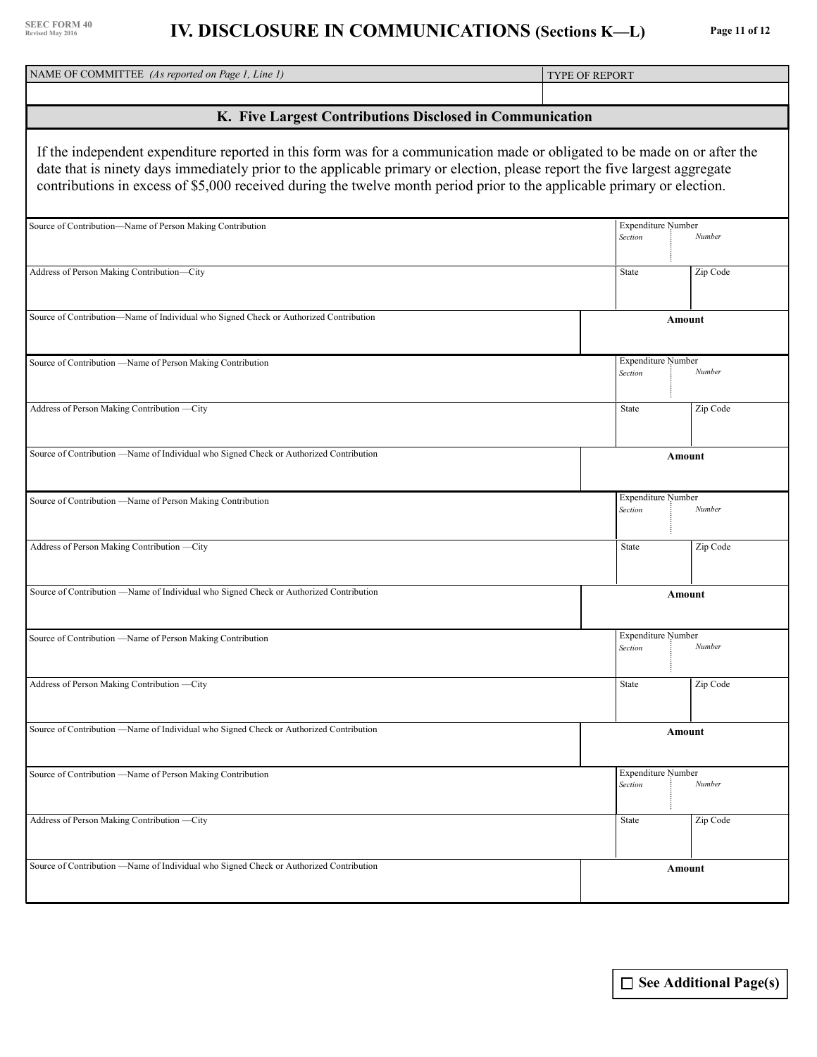# IV. DISCLOSURE IN COMMUNICATIONS (Sections K—L)

SEEC FORM 40
Revised May 2016

| NAME OF COMMITTEE *(As reported on Page 1, Line 1)* | TYPE OF REPORT |
|---|---|
| | |

## K. Five Largest Contributions Disclosed in Communication

If the independent expenditure reported in this form was for a communication made or obligated to be made on or after the date that is ninety days immediately prior to the applicable primary or election, please report the five largest aggregate contributions in excess of $5,000 received during the twelve month period prior to the applicable primary or election.

| Source of Contribution—Name of Person Making Contribution | Expenditure Number *Section* | *Number* |
|---|---|---|
| Address of Person Making Contribution—City | State | Zip Code |
| Source of Contribution—Name of Individual who Signed Check or Authorized Contribution | **Amount** | |

| Source of Contribution —Name of Person Making Contribution | Expenditure Number *Section* | *Number* |
|---|---|---|
| Address of Person Making Contribution —City | State | Zip Code |
| Source of Contribution —Name of Individual who Signed Check or Authorized Contribution | **Amount** | |

| Source of Contribution —Name of Person Making Contribution | Expenditure Number *Section* | *Number* |
|---|---|---|
| Address of Person Making Contribution —City | State | Zip Code |
| Source of Contribution —Name of Individual who Signed Check or Authorized Contribution | **Amount** | |

| Source of Contribution —Name of Person Making Contribution | Expenditure Number *Section* | *Number* |
|---|---|---|
| Address of Person Making Contribution —City | State | Zip Code |
| Source of Contribution —Name of Individual who Signed Check or Authorized Contribution | **Amount** | |

| Source of Contribution —Name of Person Making Contribution | Expenditure Number *Section* | *Number* |
|---|---|---|
| Address of Person Making Contribution —City | State | Zip Code |
| Source of Contribution —Name of Individual who Signed Check or Authorized Contribution | **Amount** | |

☐ **See Additional Page(s)**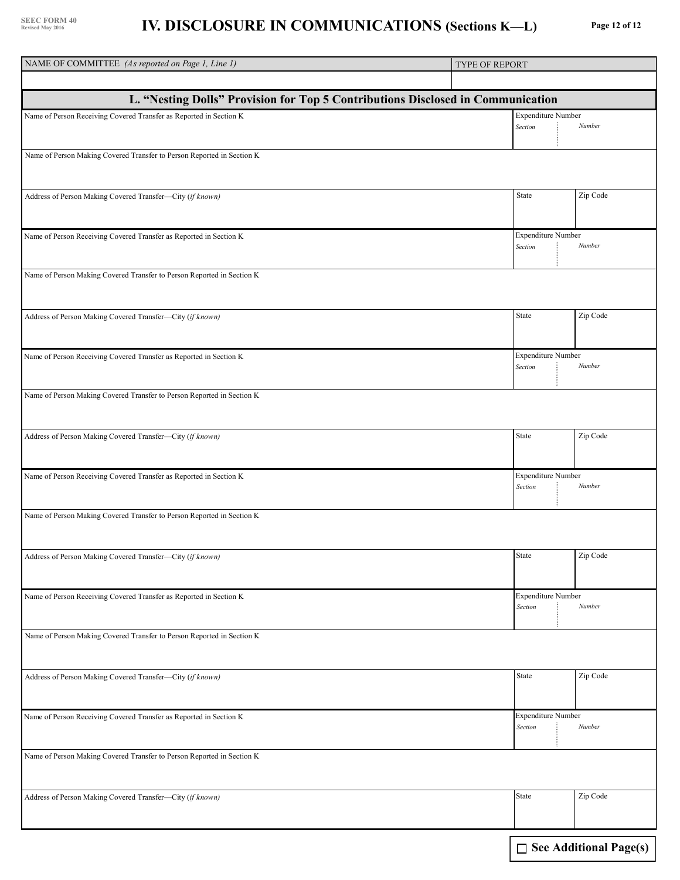SEEC FORM 40
Revised May 2016

# IV. DISCLOSURE IN COMMUNICATIONS (Sections K—L)

| NAME OF COMMITTEE *(As reported on Page 1, Line 1)* | TYPE OF REPORT |
|---|---|
| | |

## L. "Nesting Dolls" Provision for Top 5 Contributions Disclosed in Communication

| | | |
|---|---|---|
| Name of Person Receiving Covered Transfer as Reported in Section K | Expenditure Number *Section* *Number* | |
| Name of Person Making Covered Transfer to Person Reported in Section K | | |
| Address of Person Making Covered Transfer—City (*if known*) | State | Zip Code |
| Name of Person Receiving Covered Transfer as Reported in Section K | Expenditure Number *Section* *Number* | |
| Name of Person Making Covered Transfer to Person Reported in Section K | | |
| Address of Person Making Covered Transfer—City (*if known*) | State | Zip Code |
| Name of Person Receiving Covered Transfer as Reported in Section K | Expenditure Number *Section* *Number* | |
| Name of Person Making Covered Transfer to Person Reported in Section K | | |
| Address of Person Making Covered Transfer—City (*if known*) | State | Zip Code |
| Name of Person Receiving Covered Transfer as Reported in Section K | Expenditure Number *Section* *Number* | |
| Name of Person Making Covered Transfer to Person Reported in Section K | | |
| Address of Person Making Covered Transfer—City (*if known*) | State | Zip Code |
| Name of Person Receiving Covered Transfer as Reported in Section K | Expenditure Number *Section* *Number* | |
| Name of Person Making Covered Transfer to Person Reported in Section K | | |
| Address of Person Making Covered Transfer—City (*if known*) | State | Zip Code |
| Name of Person Receiving Covered Transfer as Reported in Section K | Expenditure Number *Section* *Number* | |
| Name of Person Making Covered Transfer to Person Reported in Section K | | |
| Address of Person Making Covered Transfer—City (*if known*) | State | Zip Code |

☐ **See Additional Page(s)**